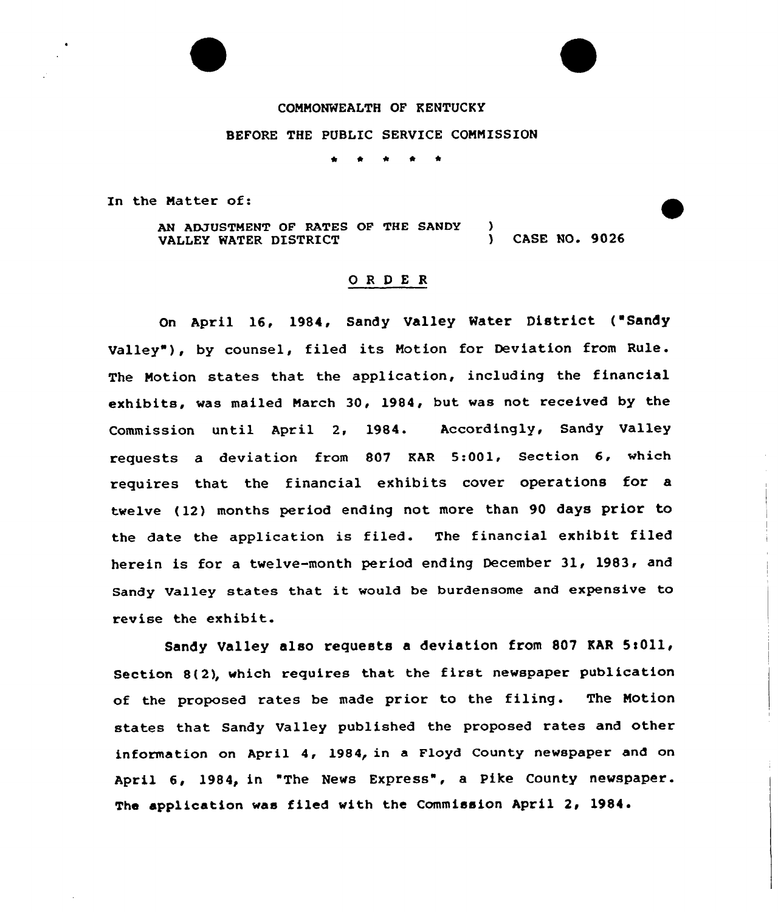COMMONWEALTH OF KENTUCKY

BEFORE THE PUBLIC SERVICE COMMISSION

\* \* \* \* \*

In the Matter of:

AN ADJUSTMENT OF RATES OF THE SANDY VALLEY WATER DISTRICT ) CASE NO. 9026

## O R D E R

On April 16, 1984, Sandy Valley Water District ("Sandy Valley"), by counsel, filed its Motion for Deviation from Rule. The Motion states that the application, including the financial exhibits, was mailed March 30, 1984, but was not received by the Commission until April 2, 1984. Accordingly, Sandy Valley requests a deviation from 807 KAR 5:001, Section 6, which requires that the financial exhibits cover operations for a twelve (12) months period ending not more than 90 days prior to the date the application is filed. The financial exhibit filed herein is for a twelve-month period ending December 31, 1983, and Sandy Valley states that it would be burdensome and expensive to revise the exhibit.

Sandy Valley also requests a deviation from 807 KAR 5:011, Section 8(2), which requires that the first newspaper publication of the proposed rates be made prior to the filing. The Motion states that Sandy Valley published the proposed rates and other information on April 4, 1984, in a Floyd County newspaper and on April 6, 1984, in "The News Express", a Pike County newspaper. The application was filed with the Commission April 2, 1984.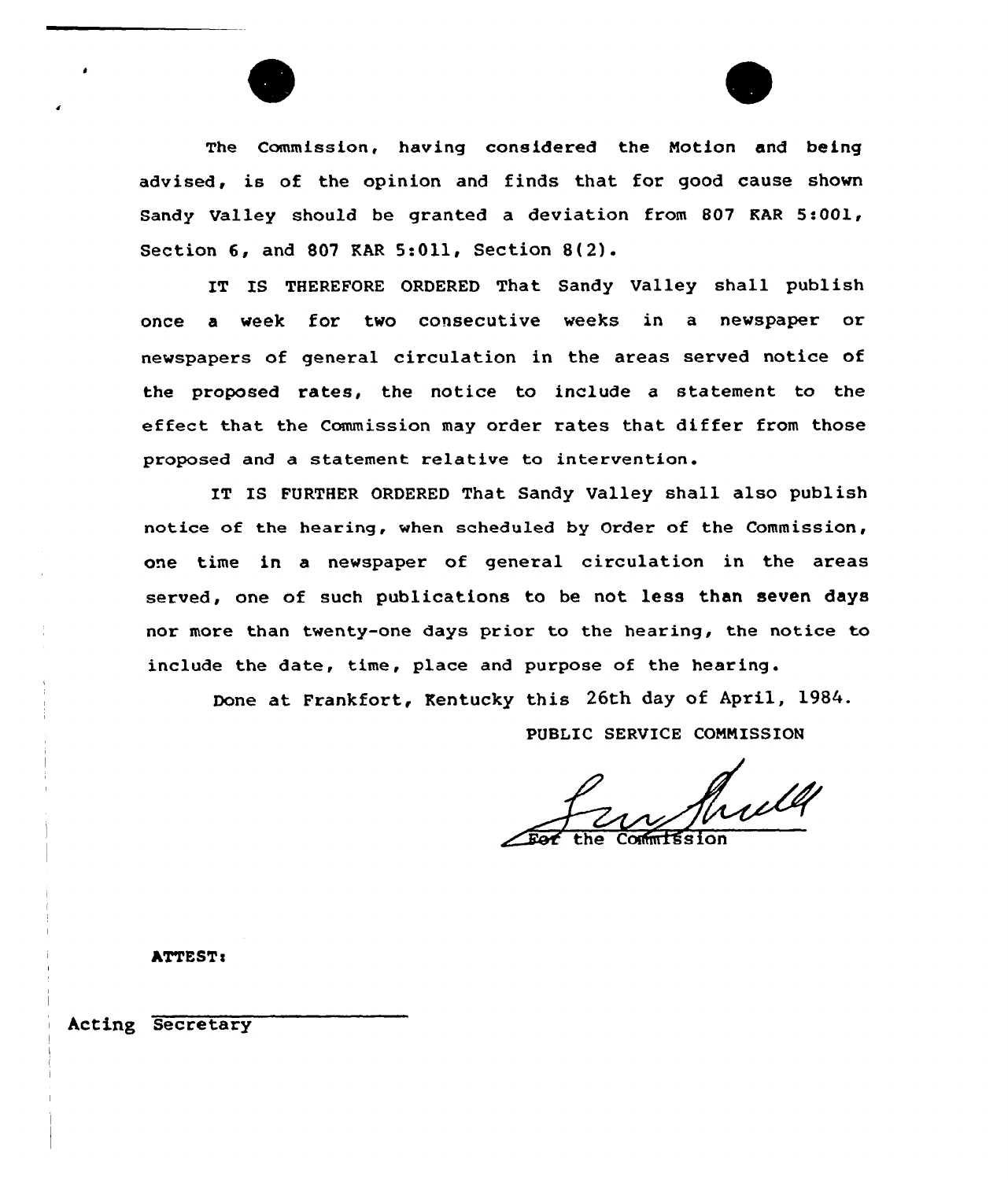The Commission, having considered the Motion and being advised, is of the opinion and finds that for good cause shown Sandy Valley should be granted a deviation from 807 KAR 5:001, Section 6, and 807 KAR 5:011, Section 8(2).

IT IS THEREFORE ORDERED That Sandy Valley shall publish once a week for two consecutive weeks in a newspaper or newspapers of general circulation in the areas served notice of the proposed rates, the notice to include a statement to the effect that the Commission may order rates that differ from those proposed and a statement relative to intervention.

IT IS FURTHER ORDERED That Sandy Valley shall also publish notice of the hearing, when scheduled by Order of the Commission, one time in a newspaper of general circulation in the areas served, one of such publications to be not less than seven days nor more than twenty-one days prior to the hearing, the notice to include the date, time, place and purpose of the hearing.

Done at Frankfort, Kentucky this 26th day of April, 1984.

PUBLIC SERVICE COMMISSION

For the Commission

ATTEST:

Acting Secretary